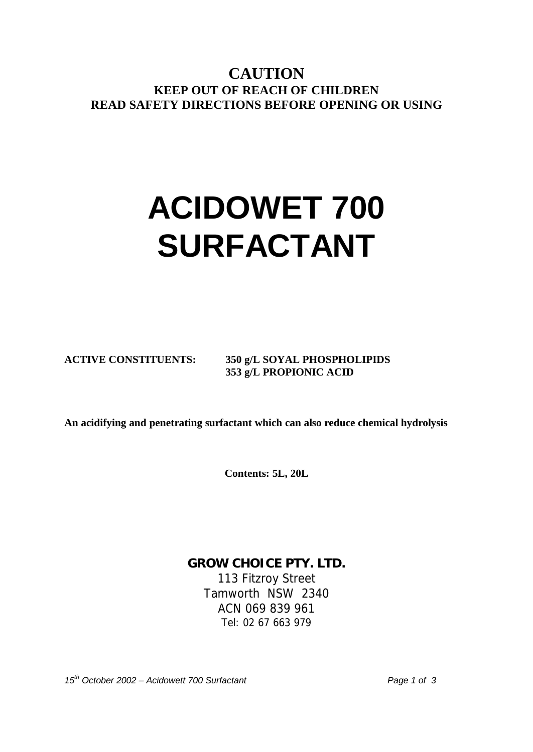**CAUTION**
**KEEP OUT OF REACH OF CHILDREN**
**READ SAFETY DIRECTIONS BEFORE OPENING OR USING**

# ACIDOWET 700 SURFACTANT

**ACTIVE CONSTITUENTS:** **350 g/L SOYAL PHOSPHOLIPIDS**
**353 g/L PROPIONIC ACID**

**An acidifying and penetrating surfactant which can also reduce chemical hydrolysis**

**Contents: 5L, 20L**

**GROW CHOICE PTY. LTD.**
113 Fitzroy Street
Tamworth NSW 2340
ACN 069 839 961
Tel: 02 67 663 979

*15th October 2002 – Acidowett 700 Surfactant*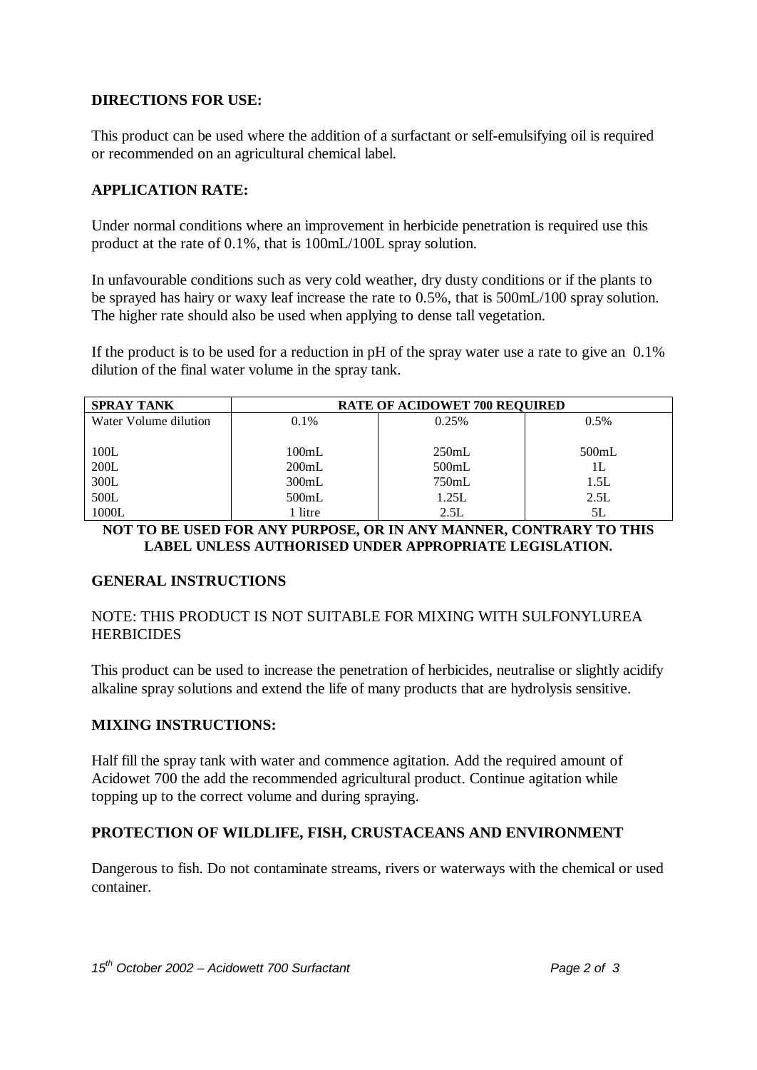## DIRECTIONS FOR USE:

This product can be used where the addition of a surfactant or self-emulsifying oil is required or recommended on an agricultural chemical label.

## APPLICATION RATE:

Under normal conditions where an improvement in herbicide penetration is required use this product at the rate of 0.1%, that is 100mL/100L spray solution.

In unfavourable conditions such as very cold weather, dry dusty conditions or if the plants to be sprayed has hairy or waxy leaf increase the rate to 0.5%, that is 500mL/100 spray solution. The higher rate should also be used when applying to dense tall vegetation.

If the product is to be used for a reduction in pH of the spray water use a rate to give an 0.1% dilution of the final water volume in the spray tank.

| SPRAY TANK | RATE OF ACIDOWET 700 REQUIRED | | |
|---|---|---|---|
| Water Volume dilution | 0.1% | 0.25% | 0.5% |
| 100L | 100mL | 250mL | 500mL |
| 200L | 200mL | 500mL | 1L |
| 300L | 300mL | 750mL | 1.5L |
| 500L | 500mL | 1.25L | 2.5L |
| 1000L | 1 litre | 2.5L | 5L |

**NOT TO BE USED FOR ANY PURPOSE, OR IN ANY MANNER, CONTRARY TO THIS LABEL UNLESS AUTHORISED UNDER APPROPRIATE LEGISLATION.**

## GENERAL INSTRUCTIONS

NOTE: THIS PRODUCT IS NOT SUITABLE FOR MIXING WITH SULFONYLUREA HERBICIDES

This product can be used to increase the penetration of herbicides, neutralise or slightly acidify alkaline spray solutions and extend the life of many products that are hydrolysis sensitive.

## MIXING INSTRUCTIONS:

Half fill the spray tank with water and commence agitation. Add the required amount of Acidowet 700 the add the recommended agricultural product. Continue agitation while topping up to the correct volume and during spraying.

## PROTECTION OF WILDLIFE, FISH, CRUSTACEANS AND ENVIRONMENT

Dangerous to fish. Do not contaminate streams, rivers or waterways with the chemical or used container.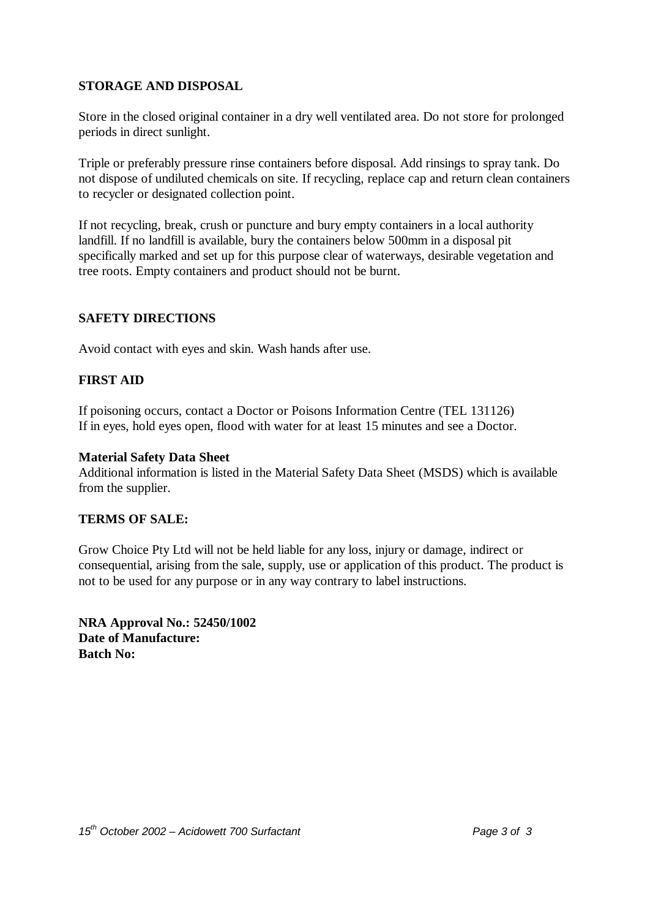## STORAGE AND DISPOSAL

Store in the closed original container in a dry well ventilated area. Do not store for prolonged periods in direct sunlight.

Triple or preferably pressure rinse containers before disposal. Add rinsings to spray tank. Do not dispose of undiluted chemicals on site. If recycling, replace cap and return clean containers to recycler or designated collection point.

If not recycling, break, crush or puncture and bury empty containers in a local authority landfill. If no landfill is available, bury the containers below 500mm in a disposal pit specifically marked and set up for this purpose clear of waterways, desirable vegetation and tree roots. Empty containers and product should not be burnt.

## SAFETY DIRECTIONS

Avoid contact with eyes and skin. Wash hands after use.

## FIRST AID

If poisoning occurs, contact a Doctor or Poisons Information Centre (TEL 131126)
If in eyes, hold eyes open, flood with water for at least 15 minutes and see a Doctor.

**Material Safety Data Sheet**
Additional information is listed in the Material Safety Data Sheet (MSDS) which is available from the supplier.

## TERMS OF SALE:

Grow Choice Pty Ltd will not be held liable for any loss, injury or damage, indirect or consequential, arising from the sale, supply, use or application of this product. The product is not to be used for any purpose or in any way contrary to label instructions.

**NRA Approval No.: 52450/1002**
**Date of Manufacture:**
**Batch No:**